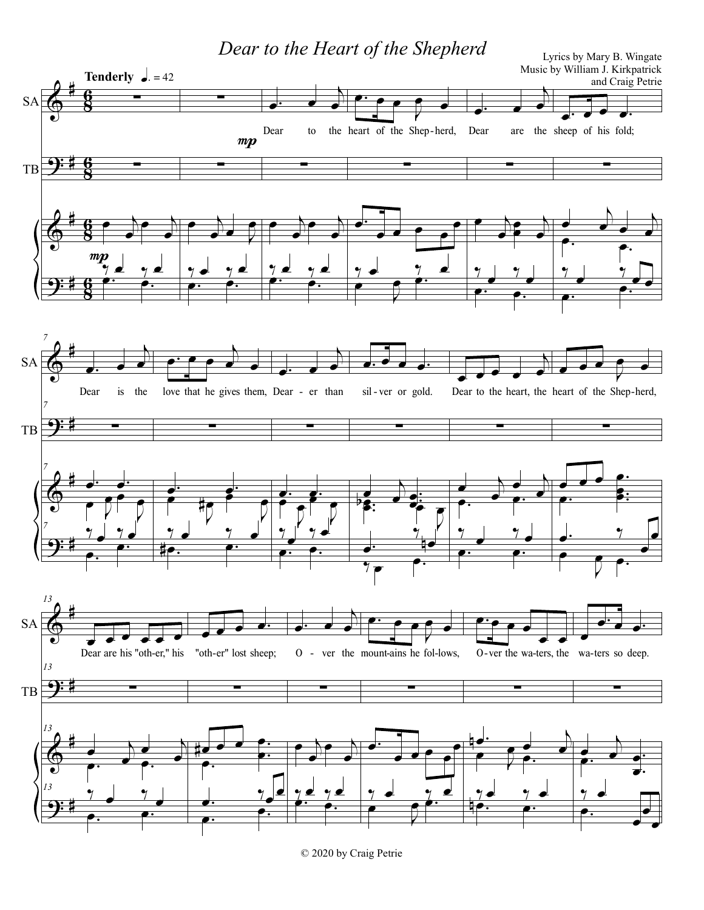# Dear to the Heart of the Shepherd

Lyrics by Mary B. Wingate
Music by William J. Kirkpatrick
and Craig Petrie

**Tenderly** ♩. = 42

SA

TB

Dear to the heart of the Shep-herd, Dear are the sheep of his fold;

Dear is the love that he gives them, Dear-er than sil-ver or gold. Dear to the heart, the heart of the Shep-herd,

Dear are his "oth-er," his "oth-er" lost sheep; O-ver the mount-ains he fol-lows, O-ver the wa-ters, the wa-ters so deep.

© 2020 by Craig Petrie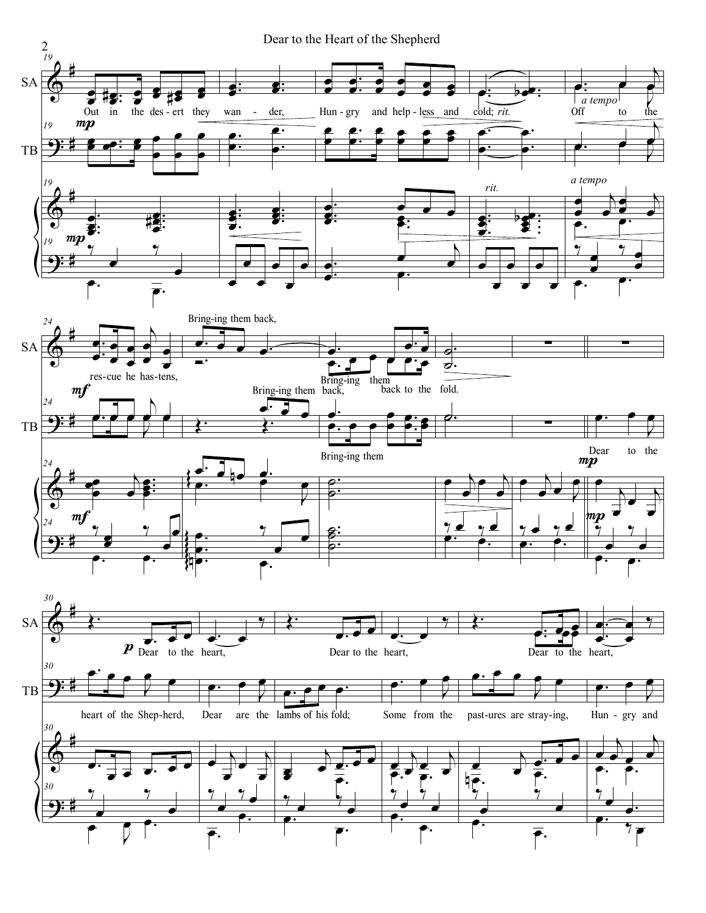**SA**

Out in the des-ert they wan-der, Hun-gry and help-less and cold; *rit.* Off to the *a tempo* res-cue he has-tens, Bring-ing them back, Bring-ing them back to the fold.

Dear to the heart, Dear to the heart, Dear to the heart,

**TB**

Bring-ing them back, Bring-ing them

Dear to the heart of the Shep-herd, Dear are the lambs of his fold; Some from the past-ures are stray-ing, Hun-gry and

*mp* *rit.* *a tempo* *mf* *mp* *p*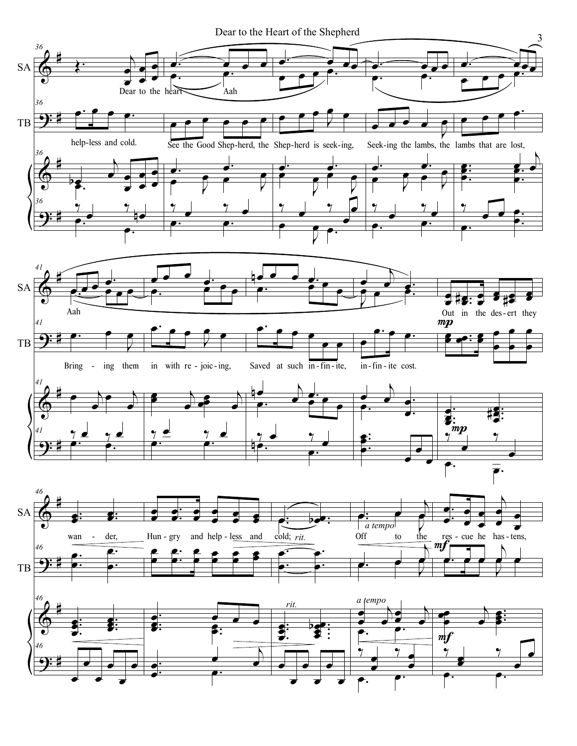Dear to the heart Aah

help-less and cold. See the Good Shep-herd, the Shep-herd is seek-ing, Seek-ing the lambs, the lambs that are lost,

Aah

Out in the des-ert they

Bring - ing them in with re-joic-ing, Saved at such in-fin-ite, in-fin-ite cost.

*mp*

wan - der, Hun-gry and help-less and cold; *rit.* Off *a tempo* to the res-cue he has-tens,

*mf*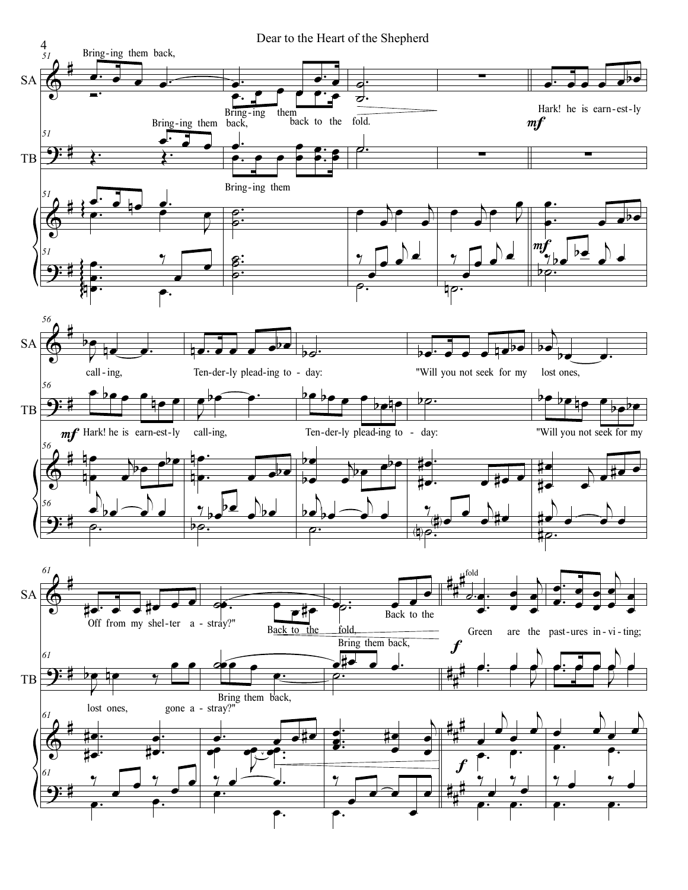**SA:** Bring-ing them back, Bring-ing them back to the fold.

**TB:** Bring-ing them back, Bring-ing them

**SA:** *mf* Hark! he is earn-est-ly call-ing, Ten-der-ly plead-ing to-day: "Will you not seek for my lost ones, Off from my shel-ter a-stray?" Back to the fold, Back to the fold Bring them back,

**TB:** *mf* Hark! he is earn-est-ly call-ing, Ten-der-ly plead-ing to-day: "Will you not seek for my lost ones, gone a-stray?" Bring them back,

**SA:** *f* Green are the pas-tures in-vi-ting;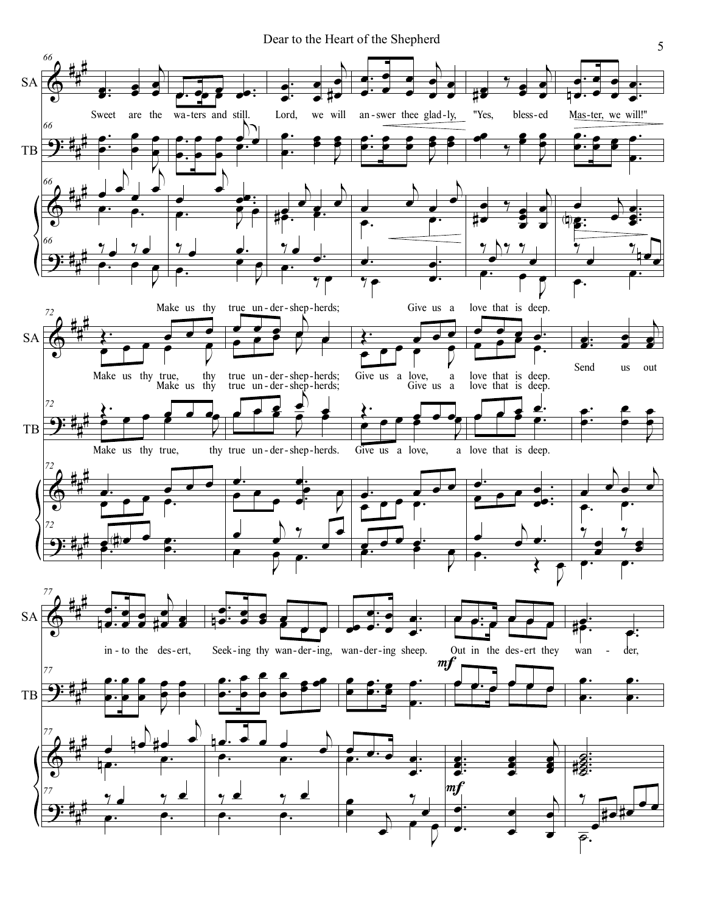SA

Sweet are the wa-ters and still. Lord, we will an-swer thee glad-ly, "Yes, bless-ed Mas-ter, we will!"

TB

SA

Make us thy true un-der-shep-herds; Give us a love that is deep.

Make us thy true, thy true un-der-shep-herds; Give us a love, a love that is deep. Send us out

Make us thy true un-der-shep-herds; Give us a love that is deep.

TB

Make us thy true, thy true un-der-shep-herds. Give us a love, a love that is deep.

SA

in-to the des-ert, Seek-ing thy wan-der-ing, wan-der-ing sheep. Out in the des-ert they wan - der,

*mf*

TB

*mf*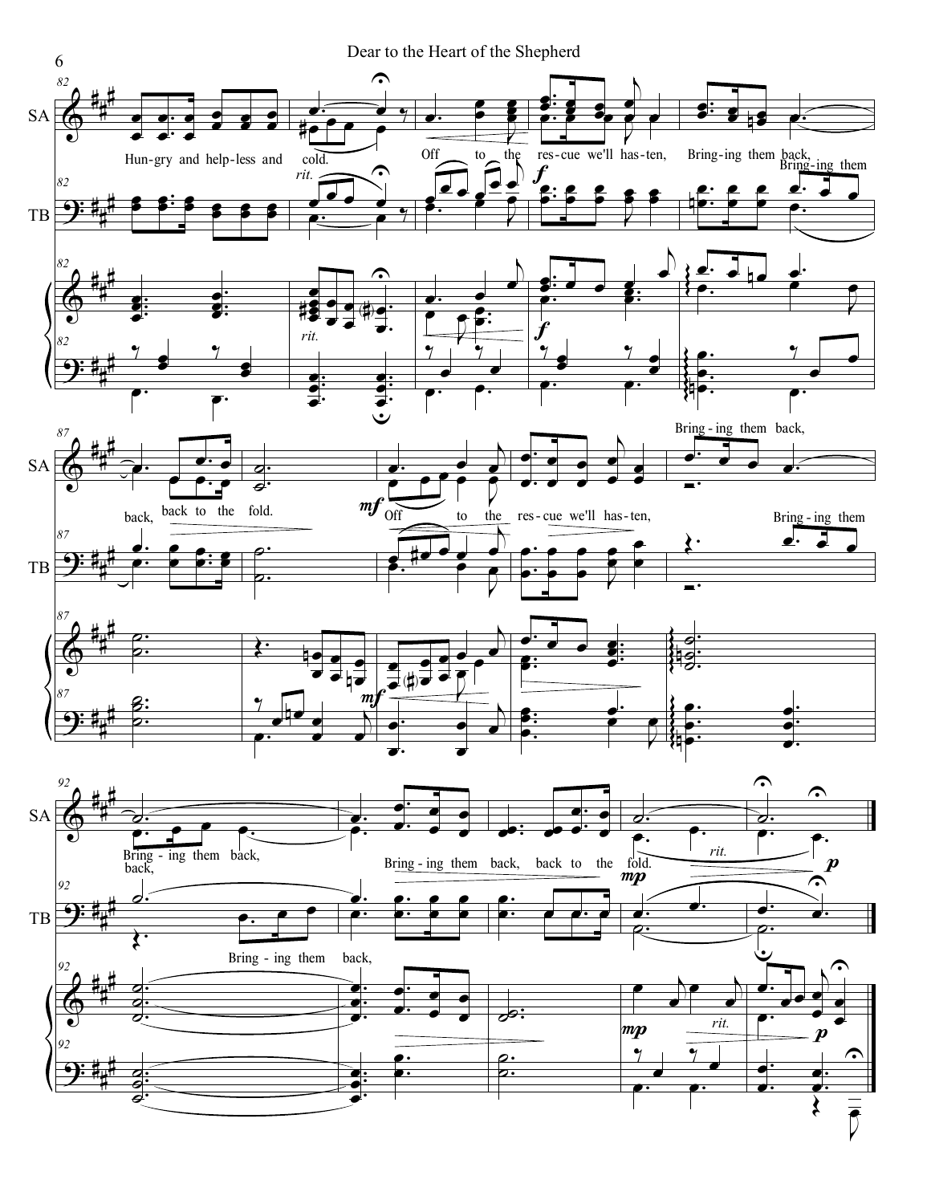SA

Hun-gry and help-less and cold. Off to the res-cue we'll has-ten, Bring-ing them back, back, back to the fold. Off to the res-cue we'll has-ten, Bring-ing them back, Bring-ing them back, Bring-ing them back, back to the fold.

TB

Bring-ing them back, Bring-ing them back, Bring-ing them back, Bring-ing them back,